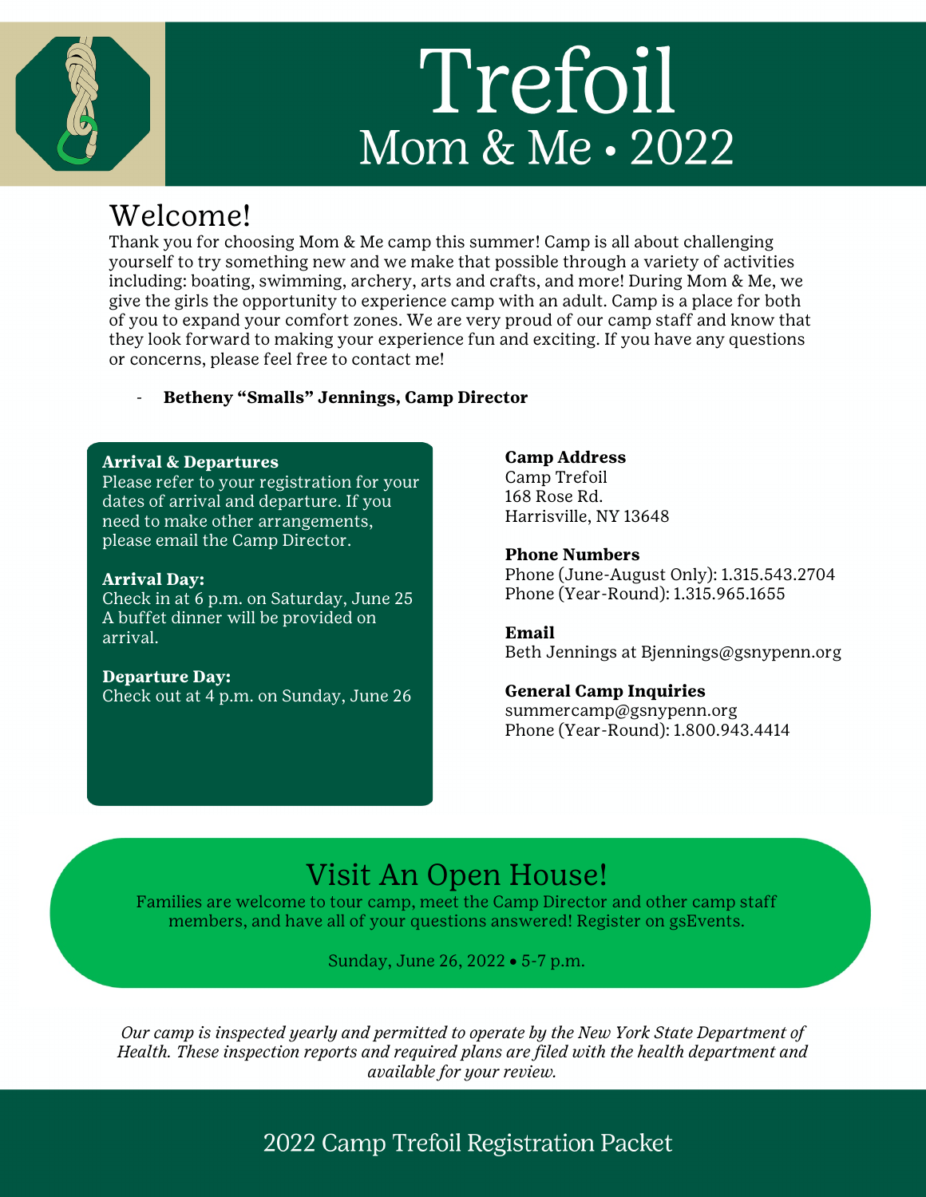# Trefoil

## Mom & Me • 2022

## Welcome!

Thank you for choosing Mom & Me camp this summer! Camp is all about challenging yourself to try something new and we make that possible through a variety of activities including: boating, swimming, archery, arts and crafts, and more! During Mom & Me, we give the girls the opportunity to experience camp with an adult. Camp is a place for both of you to expand your comfort zones. We are very proud of our camp staff and know that they look forward to making your experience fun and exciting. If you have any questions or concerns, please feel free to contact me!

- **Betheny "Smalls" Jennings, Camp Director**

**Arrival & Departures**
Please refer to your registration for your dates of arrival and departure. If you need to make other arrangements, please email the Camp Director.

**Arrival Day:**
Check in at 6 p.m. on Saturday, June 25
A buffet dinner will be provided on arrival.

**Departure Day:**
Check out at 4 p.m. on Sunday, June 26

**Camp Address**
Camp Trefoil
168 Rose Rd.
Harrisville, NY 13648

**Phone Numbers**
Phone (June-August Only): 1.315.543.2704
Phone (Year-Round): 1.315.965.1655

**Email**
Beth Jennings at Bjennings@gsnypenn.org

**General Camp Inquiries**
summercamp@gsnypenn.org
Phone (Year-Round): 1.800.943.4414

## Visit An Open House!

Families are welcome to tour camp, meet the Camp Director and other camp staff members, and have all of your questions answered! Register on gsEvents.

Sunday, June 26, 2022 • 5-7 p.m.

*Our camp is inspected yearly and permitted to operate by the New York State Department of Health. These inspection reports and required plans are filed with the health department and available for your review.*

2022 Camp Trefoil Registration Packet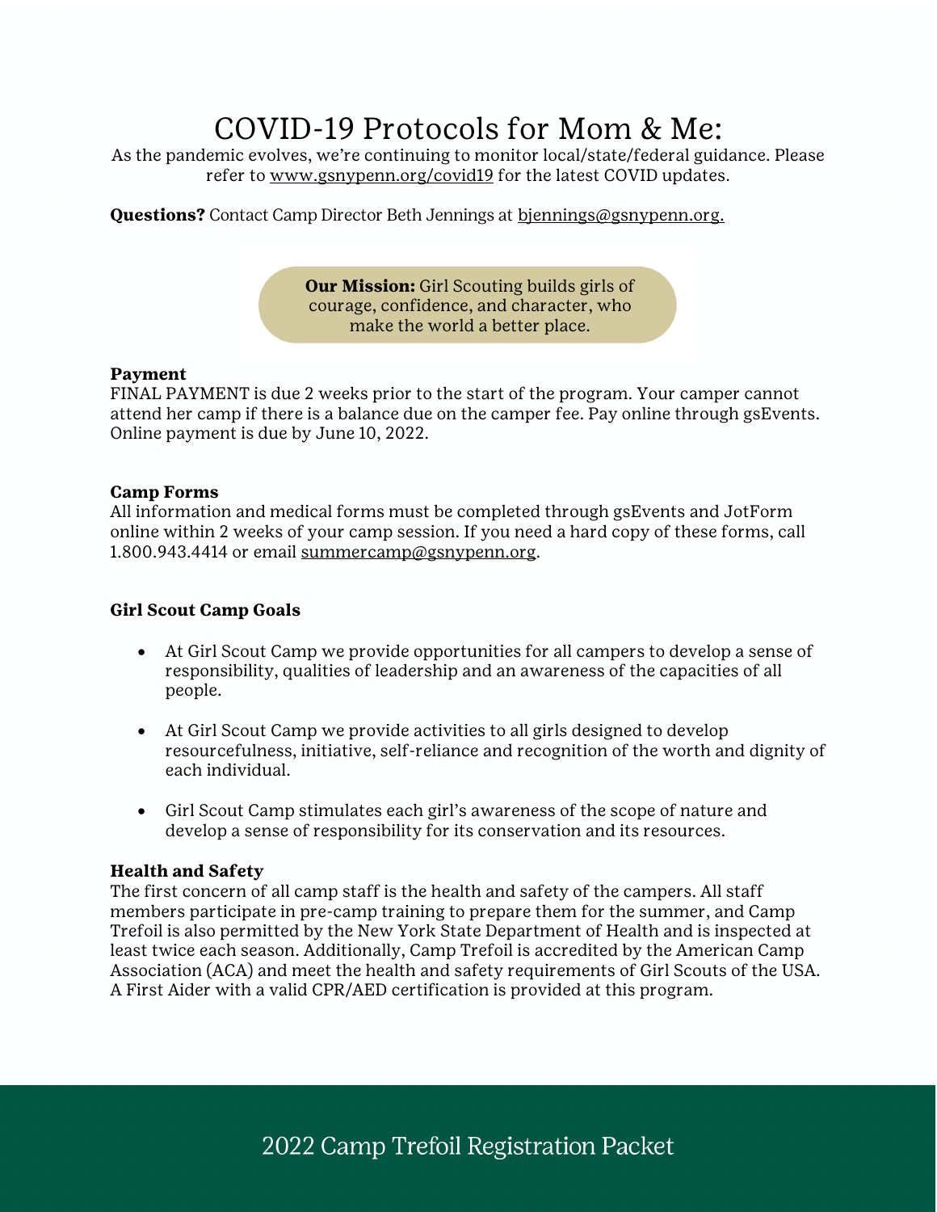# COVID-19 Protocols for Mom & Me:

As the pandemic evolves, we're continuing to monitor local/state/federal guidance. Please refer to www.gsnypenn.org/covid19 for the latest COVID updates.

**Questions?** Contact Camp Director Beth Jennings at bjennings@gsnypenn.org.

**Our Mission:** Girl Scouting builds girls of courage, confidence, and character, who make the world a better place.

**Payment**

FINAL PAYMENT is due 2 weeks prior to the start of the program. Your camper cannot attend her camp if there is a balance due on the camper fee. Pay online through gsEvents. Online payment is due by June 10, 2022.

**Camp Forms**

All information and medical forms must be completed through gsEvents and JotForm online within 2 weeks of your camp session. If you need a hard copy of these forms, call 1.800.943.4414 or email summercamp@gsnypenn.org.

**Girl Scout Camp Goals**

- At Girl Scout Camp we provide opportunities for all campers to develop a sense of responsibility, qualities of leadership and an awareness of the capacities of all people.
- At Girl Scout Camp we provide activities to all girls designed to develop resourcefulness, initiative, self-reliance and recognition of the worth and dignity of each individual.
- Girl Scout Camp stimulates each girl's awareness of the scope of nature and develop a sense of responsibility for its conservation and its resources.

**Health and Safety**

The first concern of all camp staff is the health and safety of the campers. All staff members participate in pre-camp training to prepare them for the summer, and Camp Trefoil is also permitted by the New York State Department of Health and is inspected at least twice each season. Additionally, Camp Trefoil is accredited by the American Camp Association (ACA) and meet the health and safety requirements of Girl Scouts of the USA. A First Aider with a valid CPR/AED certification is provided at this program.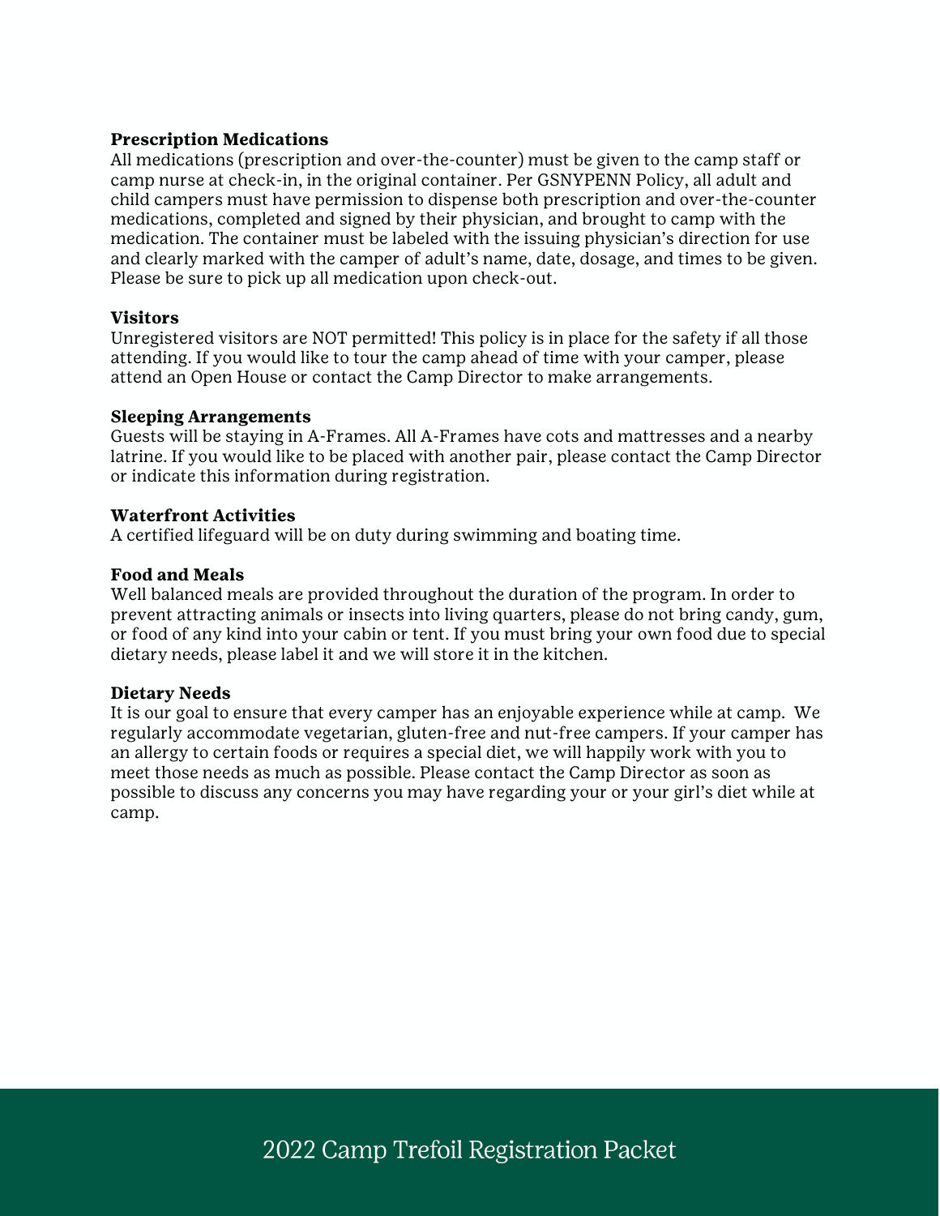**Prescription Medications**
All medications (prescription and over-the-counter) must be given to the camp staff or camp nurse at check-in, in the original container. Per GSNYPENN Policy, all adult and child campers must have permission to dispense both prescription and over-the-counter medications, completed and signed by their physician, and brought to camp with the medication. The container must be labeled with the issuing physician's direction for use and clearly marked with the camper of adult's name, date, dosage, and times to be given. Please be sure to pick up all medication upon check-out.

**Visitors**
Unregistered visitors are NOT permitted! This policy is in place for the safety if all those attending. If you would like to tour the camp ahead of time with your camper, please attend an Open House or contact the Camp Director to make arrangements.

**Sleeping Arrangements**
Guests will be staying in A-Frames. All A-Frames have cots and mattresses and a nearby latrine. If you would like to be placed with another pair, please contact the Camp Director or indicate this information during registration.

**Waterfront Activities**
A certified lifeguard will be on duty during swimming and boating time.

**Food and Meals**
Well balanced meals are provided throughout the duration of the program. In order to prevent attracting animals or insects into living quarters, please do not bring candy, gum, or food of any kind into your cabin or tent. If you must bring your own food due to special dietary needs, please label it and we will store it in the kitchen.

**Dietary Needs**
It is our goal to ensure that every camper has an enjoyable experience while at camp. We regularly accommodate vegetarian, gluten-free and nut-free campers. If your camper has an allergy to certain foods or requires a special diet, we will happily work with you to meet those needs as much as possible. Please contact the Camp Director as soon as possible to discuss any concerns you may have regarding your or your girl's diet while at camp.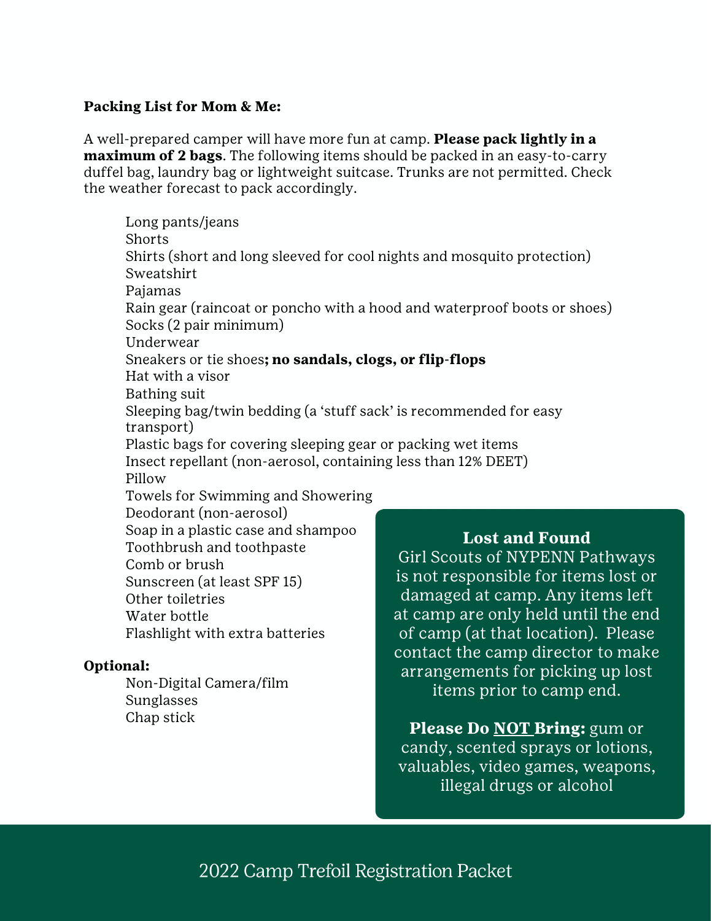**Packing List for Mom & Me:**

A well-prepared camper will have more fun at camp. **Please pack lightly in a maximum of 2 bags**. The following items should be packed in an easy-to-carry duffel bag, laundry bag or lightweight suitcase. Trunks are not permitted. Check the weather forecast to pack accordingly.

- Long pants/jeans
- Shorts
- Shirts (short and long sleeved for cool nights and mosquito protection)
- Sweatshirt
- Pajamas
- Rain gear (raincoat or poncho with a hood and waterproof boots or shoes)
- Socks (2 pair minimum)
- Underwear
- Sneakers or tie shoes**; no sandals, clogs, or flip-flops**
- Hat with a visor
- Bathing suit
- Sleeping bag/twin bedding (a 'stuff sack' is recommended for easy transport)
- Plastic bags for covering sleeping gear or packing wet items
- Insect repellant (non-aerosol, containing less than 12% DEET)
- Pillow
- Towels for Swimming and Showering
- Deodorant (non-aerosol)
- Soap in a plastic case and shampoo
- Toothbrush and toothpaste
- Comb or brush
- Sunscreen (at least SPF 15)
- Other toiletries
- Water bottle
- Flashlight with extra batteries

**Optional:**

- Non-Digital Camera/film
- Sunglasses
- Chap stick

**Lost and Found**

Girl Scouts of NYPENN Pathways is not responsible for items lost or damaged at camp. Any items left at camp are only held until the end of camp (at that location). Please contact the camp director to make arrangements for picking up lost items prior to camp end.

**Please Do NOT Bring:** gum or candy, scented sprays or lotions, valuables, video games, weapons, illegal drugs or alcohol